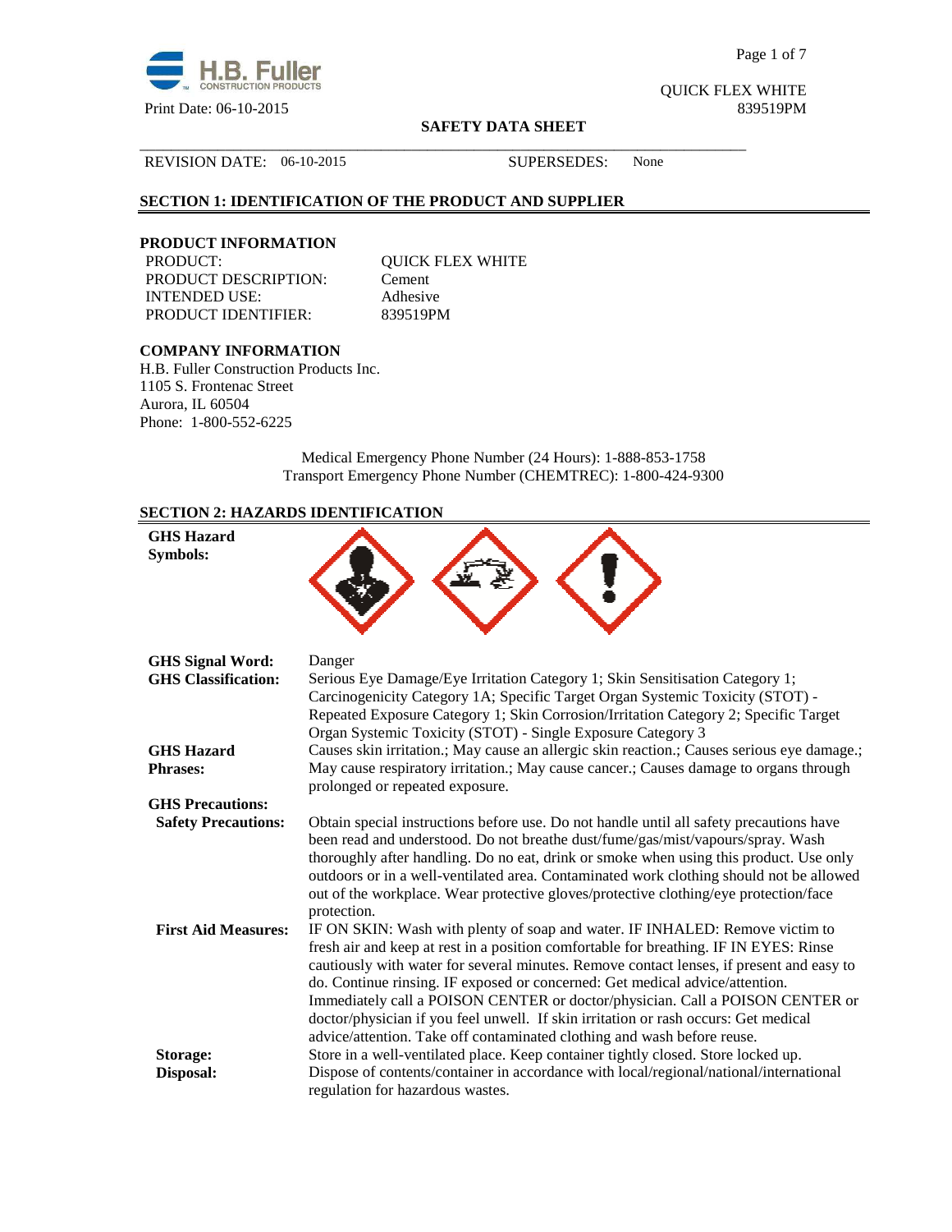QUICK FLEX WHITE
Print Date: 06-10-2015 839519PM

**SAFETY DATA SHEET**

REVISION DATE: 06-10-2015 SUPERSEDES: None

## SECTION 1: IDENTIFICATION OF THE PRODUCT AND SUPPLIER

### PRODUCT INFORMATION

| | |
|---|---|
| PRODUCT: | QUICK FLEX WHITE |
| PRODUCT DESCRIPTION: | Cement |
| INTENDED USE: | Adhesive |
| PRODUCT IDENTIFIER: | 839519PM |

### COMPANY INFORMATION

H.B. Fuller Construction Products Inc.
1105 S. Frontenac Street
Aurora, IL 60504
Phone: 1-800-552-6225

Medical Emergency Phone Number (24 Hours): 1-888-853-1758
Transport Emergency Phone Number (CHEMTREC): 1-800-424-9300

## SECTION 2: HAZARDS IDENTIFICATION

**GHS Hazard Symbols:**

**GHS Signal Word:** Danger

**GHS Classification:** Serious Eye Damage/Eye Irritation Category 1; Skin Sensitisation Category 1; Carcinogenicity Category 1A; Specific Target Organ Systemic Toxicity (STOT) - Repeated Exposure Category 1; Skin Corrosion/Irritation Category 2; Specific Target Organ Systemic Toxicity (STOT) - Single Exposure Category 3

**GHS Hazard Phrases:** Causes skin irritation.; May cause an allergic skin reaction.; Causes serious eye damage.; May cause respiratory irritation.; May cause cancer.; Causes damage to organs through prolonged or repeated exposure.

**GHS Precautions:**

**Safety Precautions:** Obtain special instructions before use. Do not handle until all safety precautions have been read and understood. Do not breathe dust/fume/gas/mist/vapours/spray. Wash thoroughly after handling. Do no eat, drink or smoke when using this product. Use only outdoors or in a well-ventilated area. Contaminated work clothing should not be allowed out of the workplace. Wear protective gloves/protective clothing/eye protection/face protection.

**First Aid Measures:** IF ON SKIN: Wash with plenty of soap and water. IF INHALED: Remove victim to fresh air and keep at rest in a position comfortable for breathing. IF IN EYES: Rinse cautiously with water for several minutes. Remove contact lenses, if present and easy to do. Continue rinsing. IF exposed or concerned: Get medical advice/attention. Immediately call a POISON CENTER or doctor/physician. Call a POISON CENTER or doctor/physician if you feel unwell. If skin irritation or rash occurs: Get medical advice/attention. Take off contaminated clothing and wash before reuse.

**Storage:** Store in a well-ventilated place. Keep container tightly closed. Store locked up.

**Disposal:** Dispose of contents/container in accordance with local/regional/national/international regulation for hazardous wastes.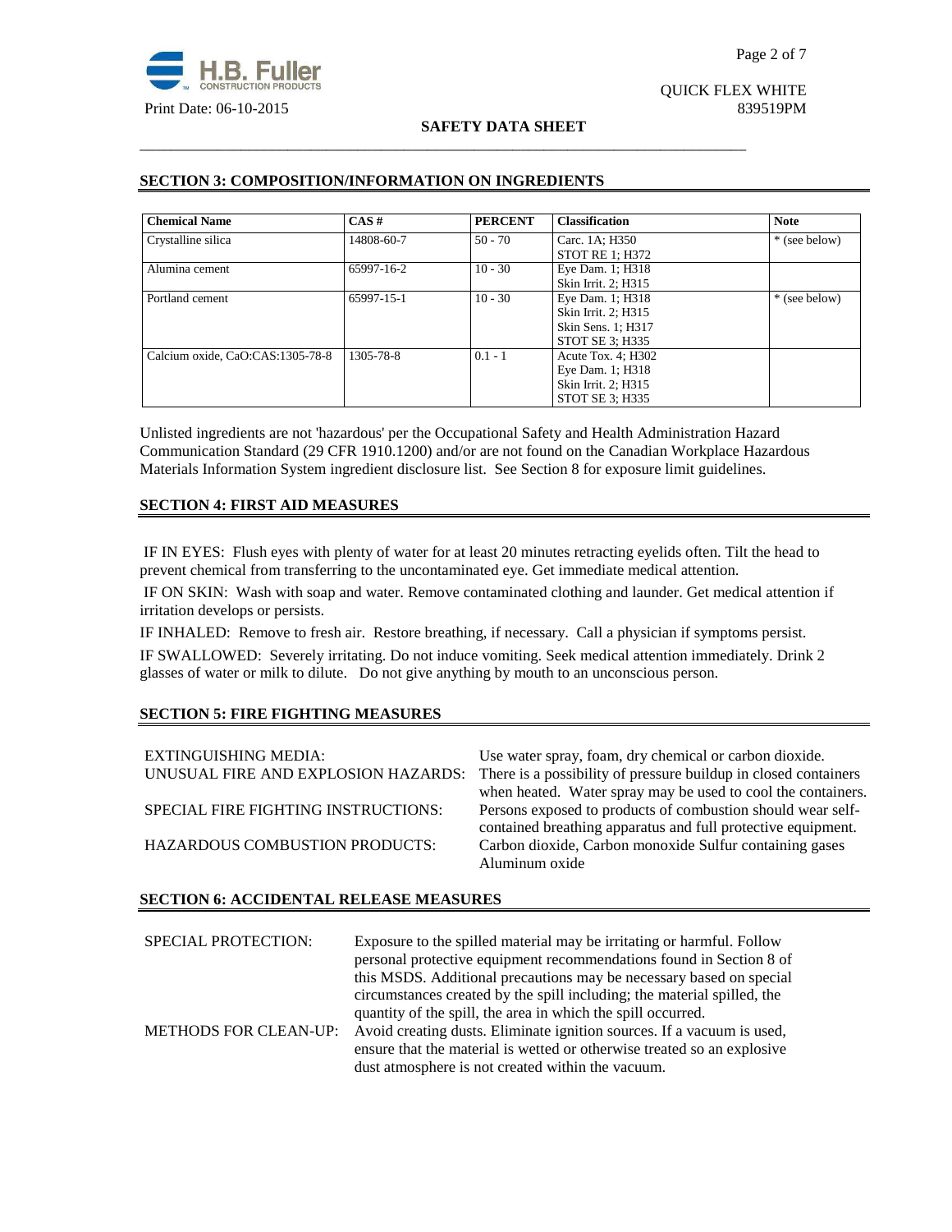## SECTION 3: COMPOSITION/INFORMATION ON INGREDIENTS

| Chemical Name | CAS # | PERCENT | Classification | Note |
|---|---|---|---|---|
| Crystalline silica | 14808-60-7 | 50 - 70 | Carc. 1A; H350<br>STOT RE 1; H372 | * (see below) |
| Alumina cement | 65997-16-2 | 10 - 30 | Eye Dam. 1; H318<br>Skin Irrit. 2; H315 | |
| Portland cement | 65997-15-1 | 10 - 30 | Eye Dam. 1; H318<br>Skin Irrit. 2; H315<br>Skin Sens. 1; H317<br>STOT SE 3; H335 | * (see below) |
| Calcium oxide, CaO:CAS:1305-78-8 | 1305-78-8 | 0.1 - 1 | Acute Tox. 4; H302<br>Eye Dam. 1; H318<br>Skin Irrit. 2; H315<br>STOT SE 3; H335 | |

Unlisted ingredients are not 'hazardous' per the Occupational Safety and Health Administration Hazard Communication Standard (29 CFR 1910.1200) and/or are not found on the Canadian Workplace Hazardous Materials Information System ingredient disclosure list. See Section 8 for exposure limit guidelines.

## SECTION 4: FIRST AID MEASURES

IF IN EYES: Flush eyes with plenty of water for at least 20 minutes retracting eyelids often. Tilt the head to prevent chemical from transferring to the uncontaminated eye. Get immediate medical attention.

IF ON SKIN: Wash with soap and water. Remove contaminated clothing and launder. Get medical attention if irritation develops or persists.

IF INHALED: Remove to fresh air. Restore breathing, if necessary. Call a physician if symptoms persist.

IF SWALLOWED: Severely irritating. Do not induce vomiting. Seek medical attention immediately. Drink 2 glasses of water or milk to dilute. Do not give anything by mouth to an unconscious person.

## SECTION 5: FIRE FIGHTING MEASURES

EXTINGUISHING MEDIA: Use water spray, foam, dry chemical or carbon dioxide.

UNUSUAL FIRE AND EXPLOSION HAZARDS: There is a possibility of pressure buildup in closed containers when heated. Water spray may be used to cool the containers.

SPECIAL FIRE FIGHTING INSTRUCTIONS: Persons exposed to products of combustion should wear self-contained breathing apparatus and full protective equipment.

HAZARDOUS COMBUSTION PRODUCTS: Carbon dioxide, Carbon monoxide Sulfur containing gases Aluminum oxide

## SECTION 6: ACCIDENTAL RELEASE MEASURES

SPECIAL PROTECTION: Exposure to the spilled material may be irritating or harmful. Follow personal protective equipment recommendations found in Section 8 of this MSDS. Additional precautions may be necessary based on special circumstances created by the spill including; the material spilled, the quantity of the spill, the area in which the spill occurred.

METHODS FOR CLEAN-UP: Avoid creating dusts. Eliminate ignition sources. If a vacuum is used, ensure that the material is wetted or otherwise treated so an explosive dust atmosphere is not created within the vacuum.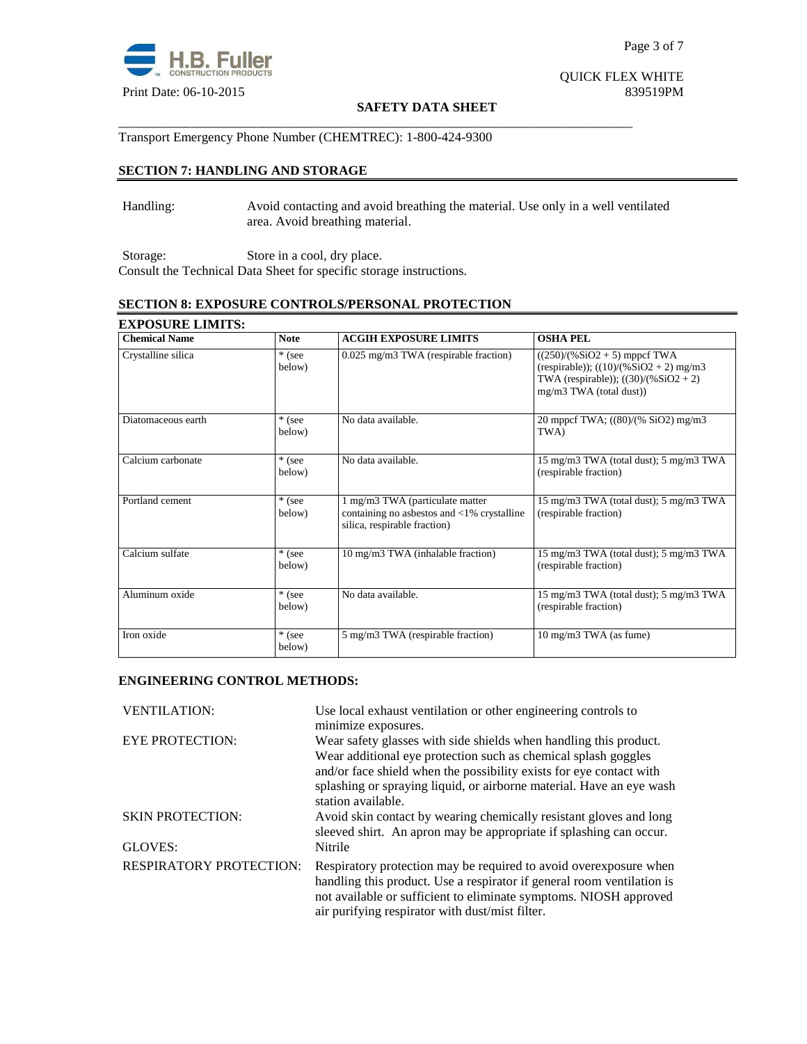Transport Emergency Phone Number (CHEMTREC): 1-800-424-9300

## SECTION 7: HANDLING AND STORAGE

Handling: Avoid contacting and avoid breathing the material. Use only in a well ventilated area. Avoid breathing material.

Storage: Store in a cool, dry place.

Consult the Technical Data Sheet for specific storage instructions.

## SECTION 8: EXPOSURE CONTROLS/PERSONAL PROTECTION

### EXPOSURE LIMITS:

| Chemical Name | Note | ACGIH EXPOSURE LIMITS | OSHA PEL |
|---|---|---|---|
| Crystalline silica | * (see below) | 0.025 mg/m3 TWA (respirable fraction) | ((250)/(%SiO2 + 5) mppcf TWA (respirable)); ((10)/(%SiO2 + 2) mg/m3 TWA (respirable)); ((30)/(%SiO2 + 2) mg/m3 TWA (total dust)) |
| Diatomaceous earth | * (see below) | No data available. | 20 mppcf TWA; ((80)/(% SiO2) mg/m3 TWA) |
| Calcium carbonate | * (see below) | No data available. | 15 mg/m3 TWA (total dust); 5 mg/m3 TWA (respirable fraction) |
| Portland cement | * (see below) | 1 mg/m3 TWA (particulate matter containing no asbestos and <1% crystalline silica, respirable fraction) | 15 mg/m3 TWA (total dust); 5 mg/m3 TWA (respirable fraction) |
| Calcium sulfate | * (see below) | 10 mg/m3 TWA (inhalable fraction) | 15 mg/m3 TWA (total dust); 5 mg/m3 TWA (respirable fraction) |
| Aluminum oxide | * (see below) | No data available. | 15 mg/m3 TWA (total dust); 5 mg/m3 TWA (respirable fraction) |
| Iron oxide | * (see below) | 5 mg/m3 TWA (respirable fraction) | 10 mg/m3 TWA (as fume) |

### ENGINEERING CONTROL METHODS:

VENTILATION: Use local exhaust ventilation or other engineering controls to minimize exposures.

EYE PROTECTION: Wear safety glasses with side shields when handling this product. Wear additional eye protection such as chemical splash goggles and/or face shield when the possibility exists for eye contact with splashing or spraying liquid, or airborne material. Have an eye wash station available.

SKIN PROTECTION: Avoid skin contact by wearing chemically resistant gloves and long sleeved shirt. An apron may be appropriate if splashing can occur.

GLOVES: Nitrile

RESPIRATORY PROTECTION: Respiratory protection may be required to avoid overexposure when handling this product. Use a respirator if general room ventilation is not available or sufficient to eliminate symptoms. NIOSH approved air purifying respirator with dust/mist filter.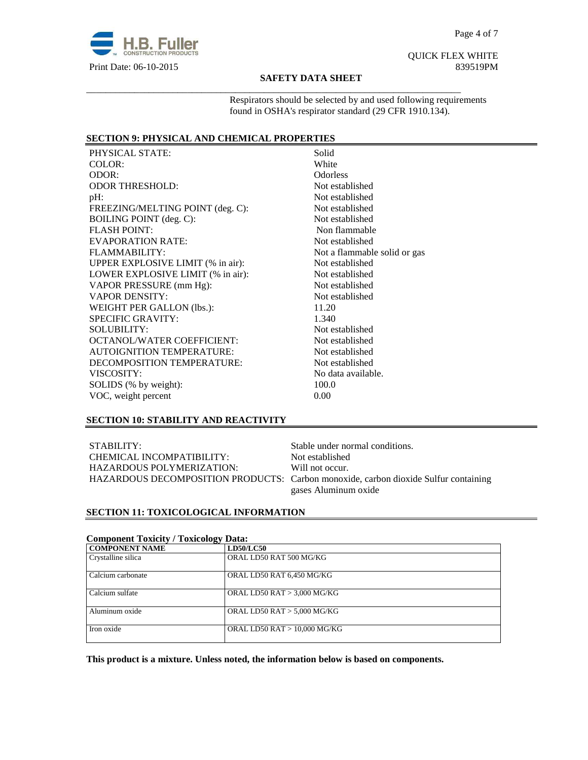Respirators should be selected by and used following requirements found in OSHA's respirator standard (29 CFR 1910.134).

## SECTION 9: PHYSICAL AND CHEMICAL PROPERTIES

| | |
|---|---|
| PHYSICAL STATE: | Solid |
| COLOR: | White |
| ODOR: | Odorless |
| ODOR THRESHOLD: | Not established |
| pH: | Not established |
| FREEZING/MELTING POINT (deg. C): | Not established |
| BOILING POINT (deg. C): | Not established |
| FLASH POINT: | Non flammable |
| EVAPORATION RATE: | Not established |
| FLAMMABILITY: | Not a flammable solid or gas |
| UPPER EXPLOSIVE LIMIT (% in air): | Not established |
| LOWER EXPLOSIVE LIMIT (% in air): | Not established |
| VAPOR PRESSURE (mm Hg): | Not established |
| VAPOR DENSITY: | Not established |
| WEIGHT PER GALLON (lbs.): | 11.20 |
| SPECIFIC GRAVITY: | 1.340 |
| SOLUBILITY: | Not established |
| OCTANOL/WATER COEFFICIENT: | Not established |
| AUTOIGNITION TEMPERATURE: | Not established |
| DECOMPOSITION TEMPERATURE: | Not established |
| VISCOSITY: | No data available. |
| SOLIDS (% by weight): | 100.0 |
| VOC, weight percent | 0.00 |

## SECTION 10: STABILITY AND REACTIVITY

| | |
|---|---|
| STABILITY: | Stable under normal conditions. |
| CHEMICAL INCOMPATIBILITY: | Not established |
| HAZARDOUS POLYMERIZATION: | Will not occur. |
| HAZARDOUS DECOMPOSITION PRODUCTS: | Carbon monoxide, carbon dioxide Sulfur containing gases Aluminum oxide |

## SECTION 11: TOXICOLOGICAL INFORMATION

**Component Toxicity / Toxicology Data:**

| COMPONENT NAME | LD50/LC50 |
|---|---|
| Crystalline silica | ORAL LD50 RAT 500 MG/KG |
| Calcium carbonate | ORAL LD50 RAT 6,450 MG/KG |
| Calcium sulfate | ORAL LD50 RAT > 3,000 MG/KG |
| Aluminum oxide | ORAL LD50 RAT > 5,000 MG/KG |
| Iron oxide | ORAL LD50 RAT > 10,000 MG/KG |

**This product is a mixture. Unless noted, the information below is based on components.**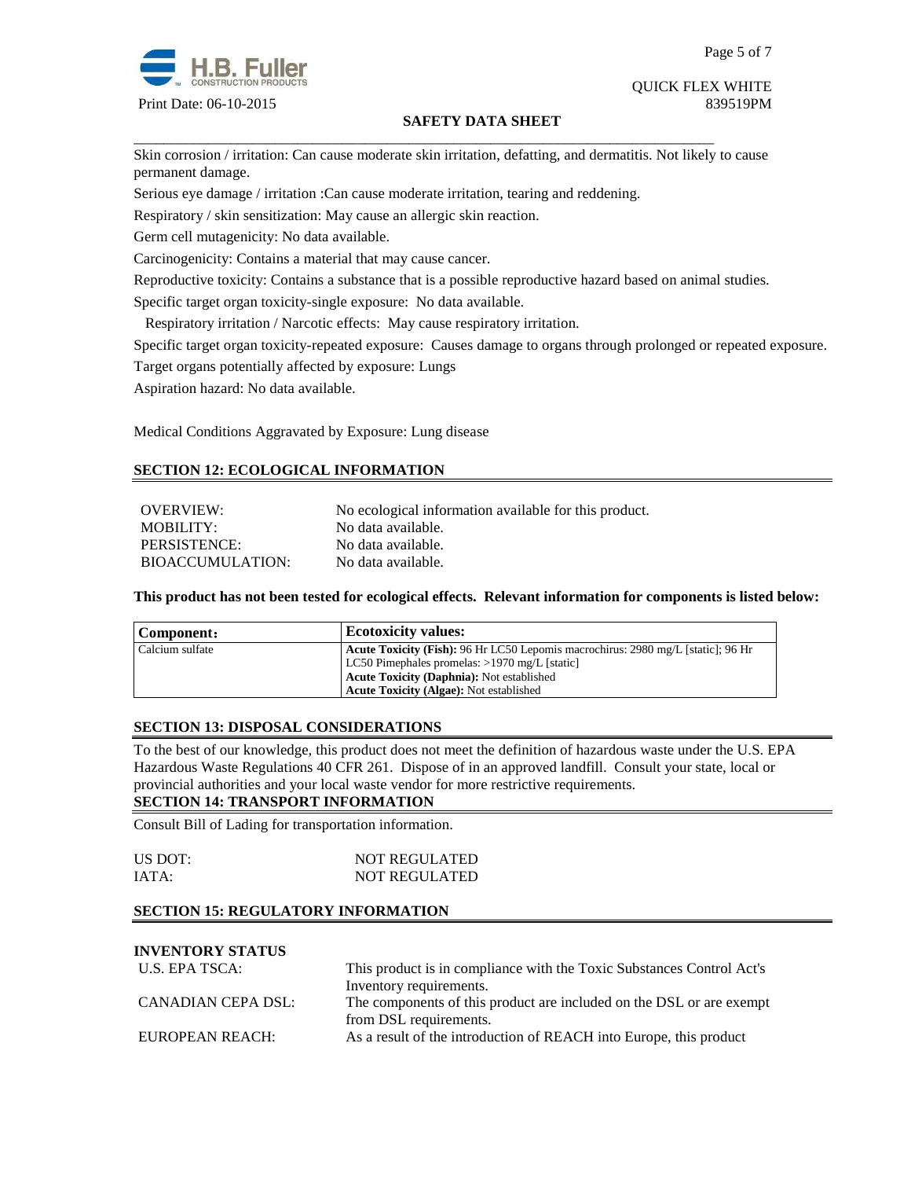Skin corrosion / irritation: Can cause moderate skin irritation, defatting, and dermatitis. Not likely to cause permanent damage.

Serious eye damage / irritation :Can cause moderate irritation, tearing and reddening.

Respiratory / skin sensitization: May cause an allergic skin reaction.

Germ cell mutagenicity: No data available.

Carcinogenicity: Contains a material that may cause cancer.

Reproductive toxicity: Contains a substance that is a possible reproductive hazard based on animal studies.

Specific target organ toxicity-single exposure: No data available.

Respiratory irritation / Narcotic effects: May cause respiratory irritation.

Specific target organ toxicity-repeated exposure: Causes damage to organs through prolonged or repeated exposure.

Target organs potentially affected by exposure: Lungs

Aspiration hazard: No data available.

Medical Conditions Aggravated by Exposure: Lung disease

## SECTION 12: ECOLOGICAL INFORMATION

| | |
|---|---|
| OVERVIEW: | No ecological information available for this product. |
| MOBILITY: | No data available. |
| PERSISTENCE: | No data available. |
| BIOACCUMULATION: | No data available. |

**This product has not been tested for ecological effects. Relevant information for components is listed below:**

| Component： | Ecotoxicity values: |
|---|---|
| Calcium sulfate | **Acute Toxicity (Fish):** 96 Hr LC50 Lepomis macrochirus: 2980 mg/L [static]; 96 Hr LC50 Pimephales promelas: >1970 mg/L [static]<br>**Acute Toxicity (Daphnia):** Not established<br>**Acute Toxicity (Algae):** Not established |

## SECTION 13: DISPOSAL CONSIDERATIONS

To the best of our knowledge, this product does not meet the definition of hazardous waste under the U.S. EPA Hazardous Waste Regulations 40 CFR 261. Dispose of in an approved landfill. Consult your state, local or provincial authorities and your local waste vendor for more restrictive requirements.

## SECTION 14: TRANSPORT INFORMATION

Consult Bill of Lading for transportation information.

| | |
|---|---|
| US DOT: | NOT REGULATED |
| IATA: | NOT REGULATED |

## SECTION 15: REGULATORY INFORMATION

**INVENTORY STATUS**

| | |
|---|---|
| U.S. EPA TSCA: | This product is in compliance with the Toxic Substances Control Act's Inventory requirements. |
| CANADIAN CEPA DSL: | The components of this product are included on the DSL or are exempt from DSL requirements. |
| EUROPEAN REACH: | As a result of the introduction of REACH into Europe, this product |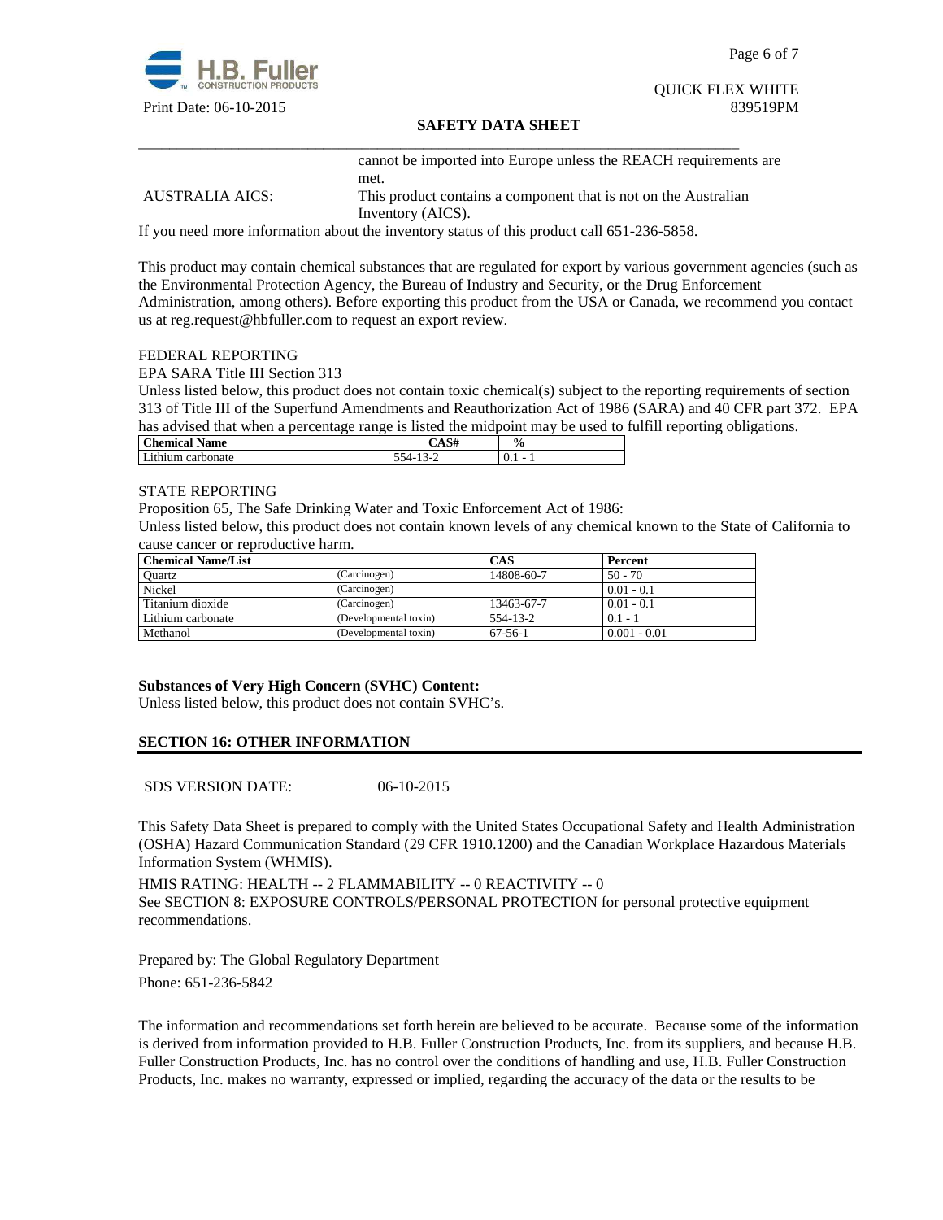| | |
|---|---|
| | cannot be imported into Europe unless the REACH requirements are met. |
| AUSTRALIA AICS: | This product contains a component that is not on the Australian Inventory (AICS). |

If you need more information about the inventory status of this product call 651-236-5858.

This product may contain chemical substances that are regulated for export by various government agencies (such as the Environmental Protection Agency, the Bureau of Industry and Security, or the Drug Enforcement Administration, among others). Before exporting this product from the USA or Canada, we recommend you contact us at reg.request@hbfuller.com to request an export review.

FEDERAL REPORTING

EPA SARA Title III Section 313

Unless listed below, this product does not contain toxic chemical(s) subject to the reporting requirements of section 313 of Title III of the Superfund Amendments and Reauthorization Act of 1986 (SARA) and 40 CFR part 372. EPA has advised that when a percentage range is listed the midpoint may be used to fulfill reporting obligations.

| Chemical Name | CAS# | % |
|---|---|---|
| Lithium carbonate | 554-13-2 | 0.1 - 1 |

STATE REPORTING

Proposition 65, The Safe Drinking Water and Toxic Enforcement Act of 1986:

Unless listed below, this product does not contain known levels of any chemical known to the State of California to cause cancer or reproductive harm.

| Chemical Name/List | | CAS | Percent |
|---|---|---|---|
| Quartz | (Carcinogen) | 14808-60-7 | 50 - 70 |
| Nickel | (Carcinogen) | | 0.01 - 0.1 |
| Titanium dioxide | (Carcinogen) | 13463-67-7 | 0.01 - 0.1 |
| Lithium carbonate | (Developmental toxin) | 554-13-2 | 0.1 - 1 |
| Methanol | (Developmental toxin) | 67-56-1 | 0.001 - 0.01 |

**Substances of Very High Concern (SVHC) Content:**

Unless listed below, this product does not contain SVHC's.

## SECTION 16: OTHER INFORMATION

SDS VERSION DATE: 06-10-2015

This Safety Data Sheet is prepared to comply with the United States Occupational Safety and Health Administration (OSHA) Hazard Communication Standard (29 CFR 1910.1200) and the Canadian Workplace Hazardous Materials Information System (WHMIS).

HMIS RATING: HEALTH -- 2 FLAMMABILITY -- 0 REACTIVITY -- 0

See SECTION 8: EXPOSURE CONTROLS/PERSONAL PROTECTION for personal protective equipment recommendations.

Prepared by: The Global Regulatory Department

Phone: 651-236-5842

The information and recommendations set forth herein are believed to be accurate. Because some of the information is derived from information provided to H.B. Fuller Construction Products, Inc. from its suppliers, and because H.B. Fuller Construction Products, Inc. has no control over the conditions of handling and use, H.B. Fuller Construction Products, Inc. makes no warranty, expressed or implied, regarding the accuracy of the data or the results to be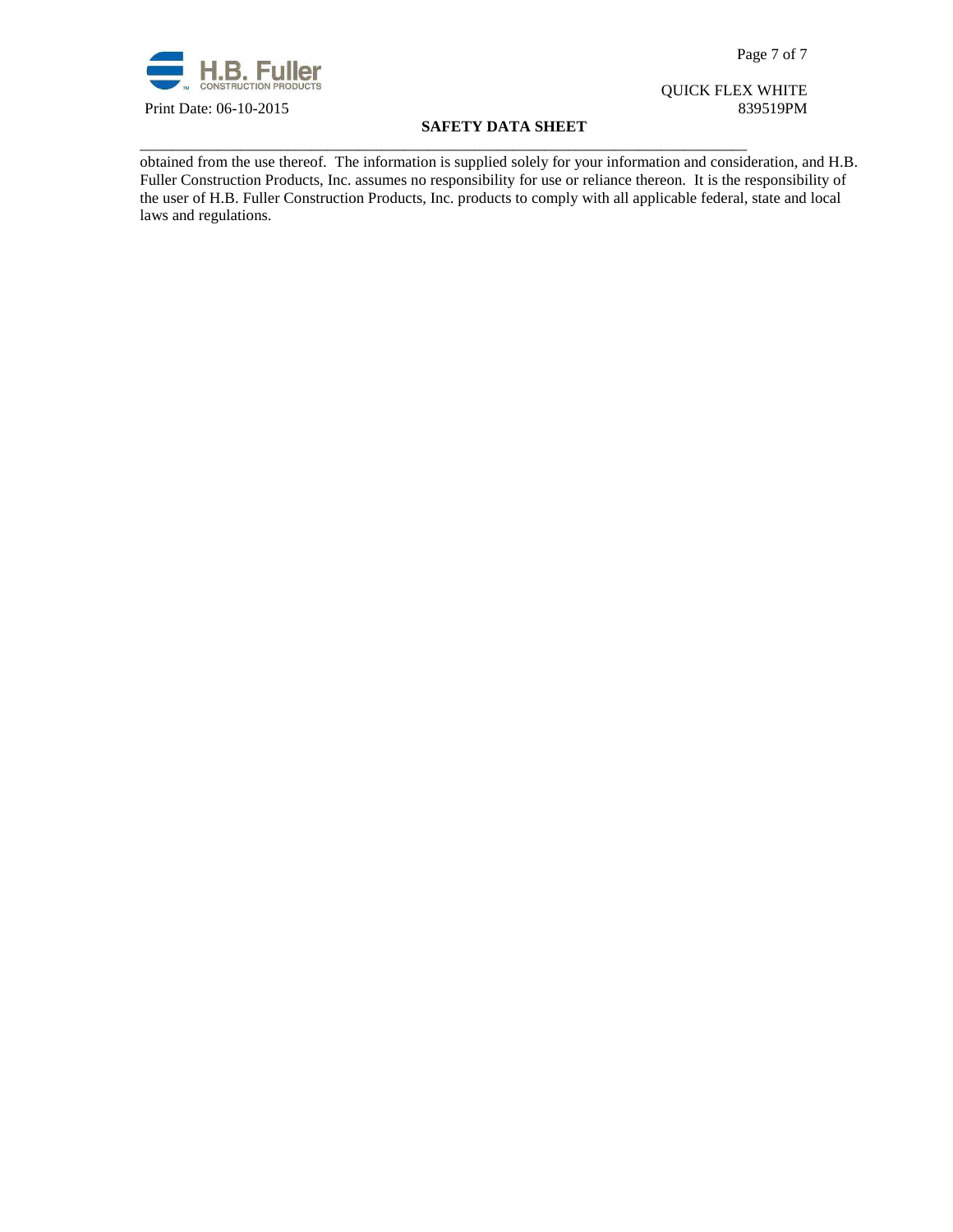obtained from the use thereof. The information is supplied solely for your information and consideration, and H.B. Fuller Construction Products, Inc. assumes no responsibility for use or reliance thereon. It is the responsibility of the user of H.B. Fuller Construction Products, Inc. products to comply with all applicable federal, state and local laws and regulations.